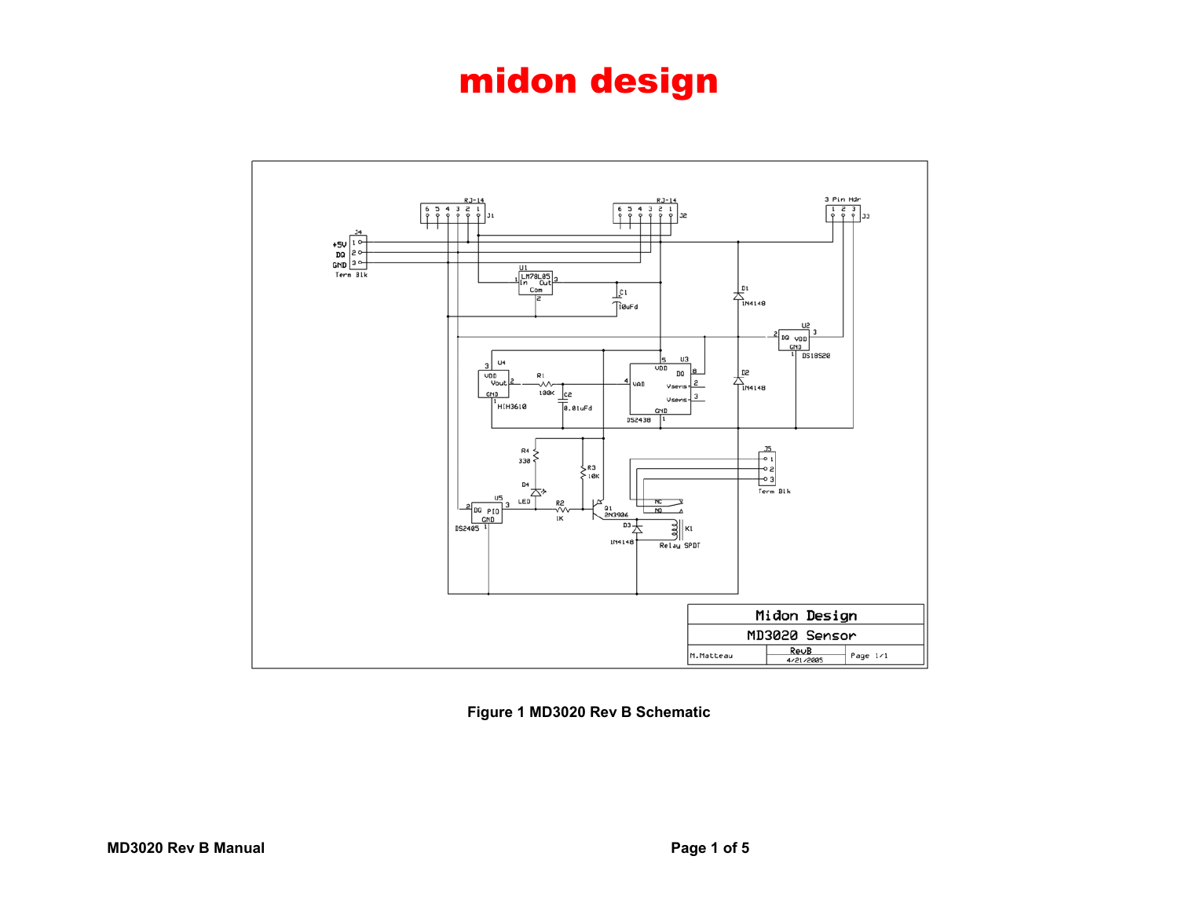# midon design

**Figure 1 MD3020 Rev B Schematic**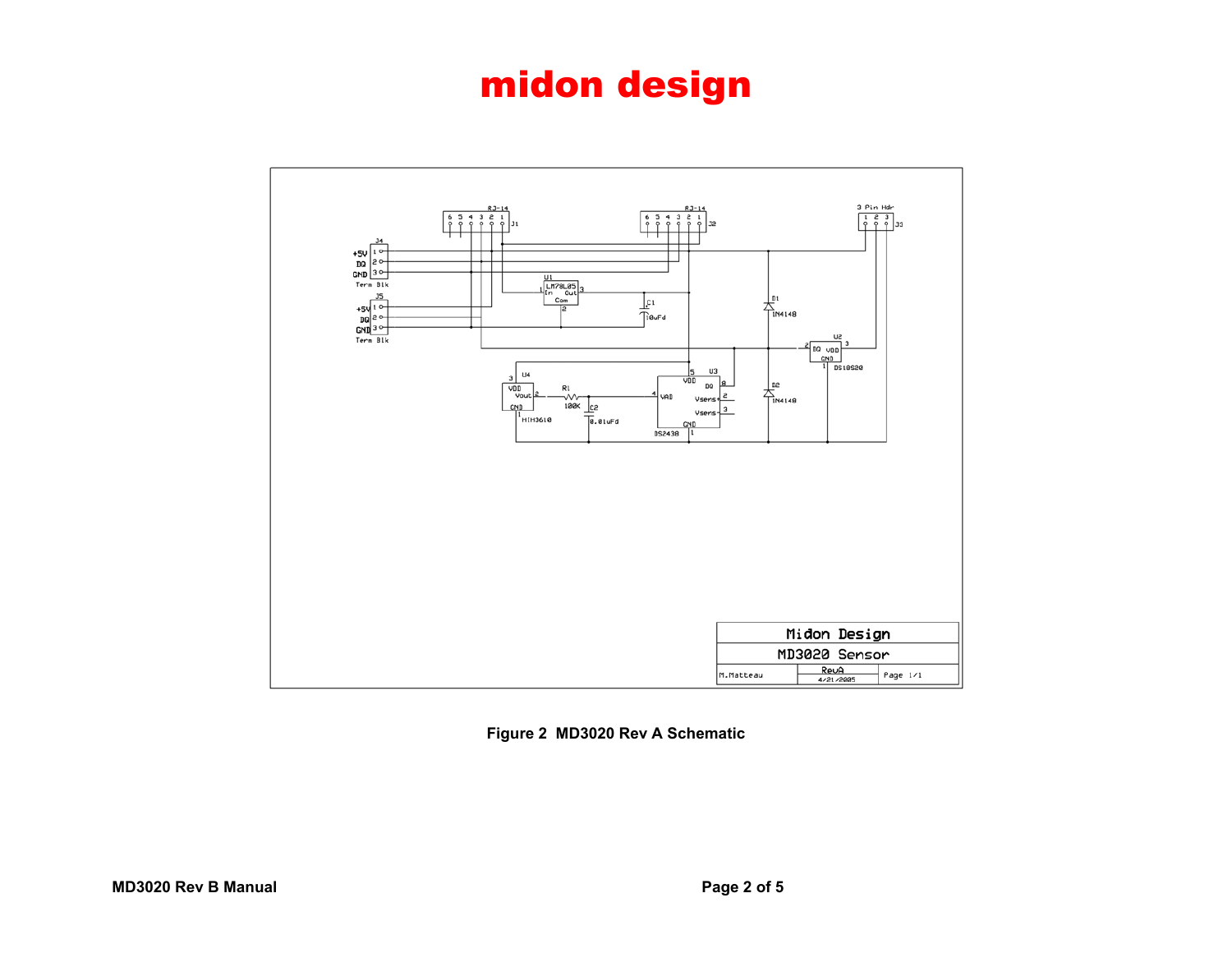# midon design

Figure 2 MD3020 Rev A Schematic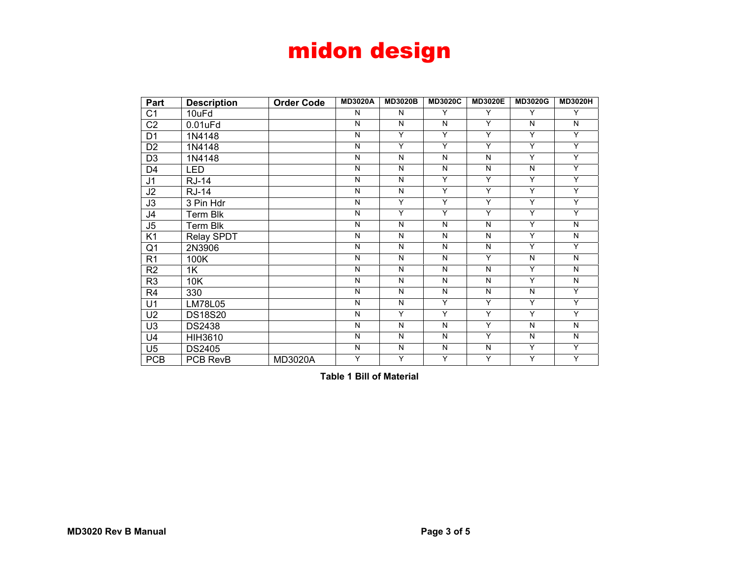# midon design

| Part | Description | Order Code | MD3020A | MD3020B | MD3020C | MD3020E | MD3020G | MD3020H |
|---|---|---|---|---|---|---|---|---|
| C1 | 10uFd | | N | N | Y | Y | Y | Y |
| C2 | 0.01uFd | | N | N | N | Y | N | N |
| D1 | 1N4148 | | N | Y | Y | Y | Y | Y |
| D2 | 1N4148 | | N | Y | Y | Y | Y | Y |
| D3 | 1N4148 | | N | N | N | N | Y | Y |
| D4 | LED | | N | N | N | N | N | Y |
| J1 | RJ-14 | | N | N | Y | Y | Y | Y |
| J2 | RJ-14 | | N | N | Y | Y | Y | Y |
| J3 | 3 Pin Hdr | | N | Y | Y | Y | Y | Y |
| J4 | Term Blk | | N | Y | Y | Y | Y | Y |
| J5 | Term Blk | | N | N | N | N | Y | N |
| K1 | Relay SPDT | | N | N | N | N | Y | N |
| Q1 | 2N3906 | | N | N | N | N | Y | Y |
| R1 | 100K | | N | N | N | Y | N | N |
| R2 | 1K | | N | N | N | N | Y | N |
| R3 | 10K | | N | N | N | N | Y | N |
| R4 | 330 | | N | N | N | N | N | Y |
| U1 | LM78L05 | | N | N | Y | Y | Y | Y |
| U2 | DS18S20 | | N | Y | Y | Y | Y | Y |
| U3 | DS2438 | | N | N | N | Y | N | N |
| U4 | HIH3610 | | N | N | N | Y | N | N |
| U5 | DS2405 | | N | N | N | N | Y | Y |
| PCB | PCB RevB | MD3020A | Y | Y | Y | Y | Y | Y |

**Table 1 Bill of Material**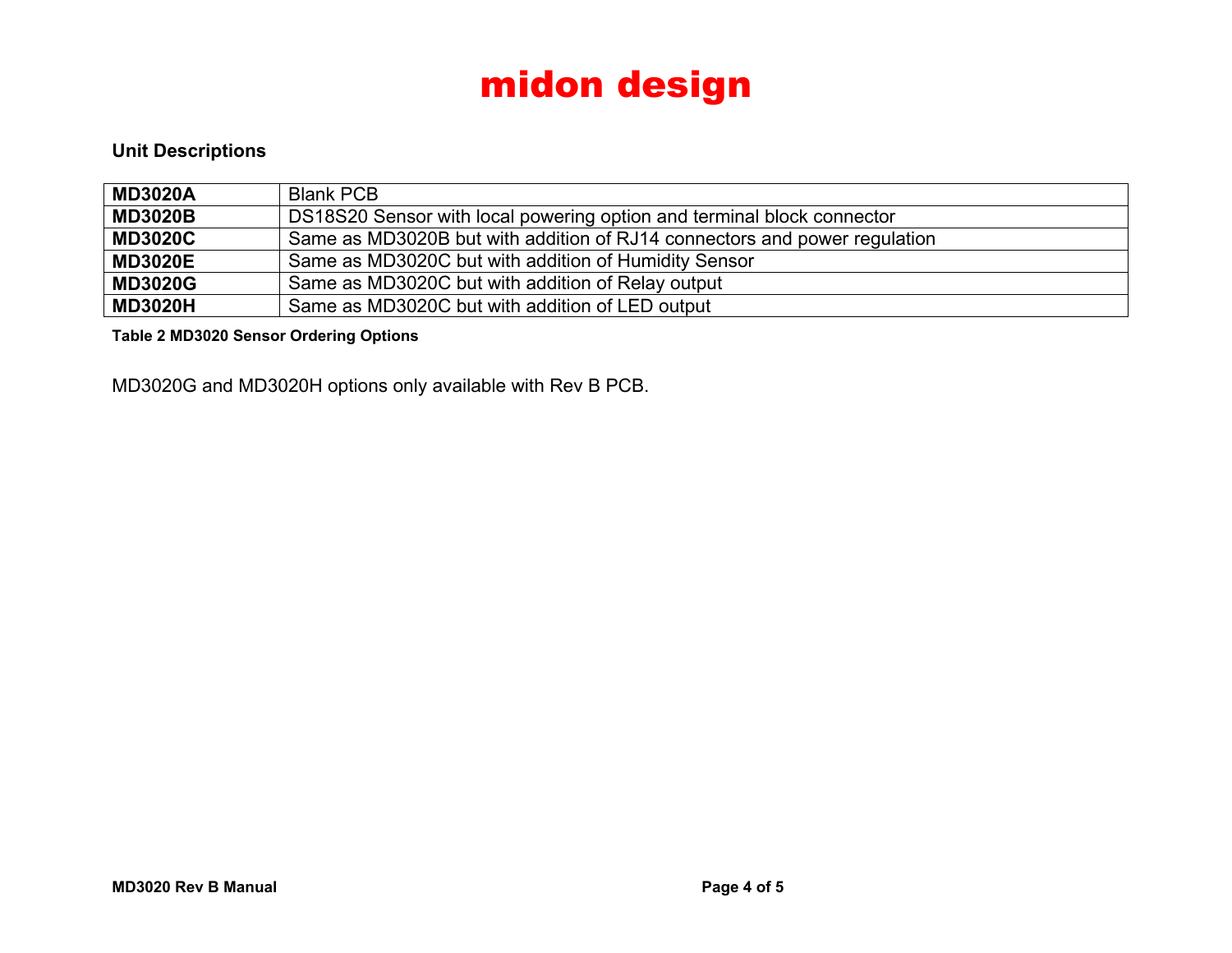## Unit Descriptions

| | |
|---|---|
| **MD3020A** | Blank PCB |
| **MD3020B** | DS18S20 Sensor with local powering option and terminal block connector |
| **MD3020C** | Same as MD3020B but with addition of RJ14 connectors and power regulation |
| **MD3020E** | Same as MD3020C but with addition of Humidity Sensor |
| **MD3020G** | Same as MD3020C but with addition of Relay output |
| **MD3020H** | Same as MD3020C but with addition of LED output |

**Table 2 MD3020 Sensor Ordering Options**

MD3020G and MD3020H options only available with Rev B PCB.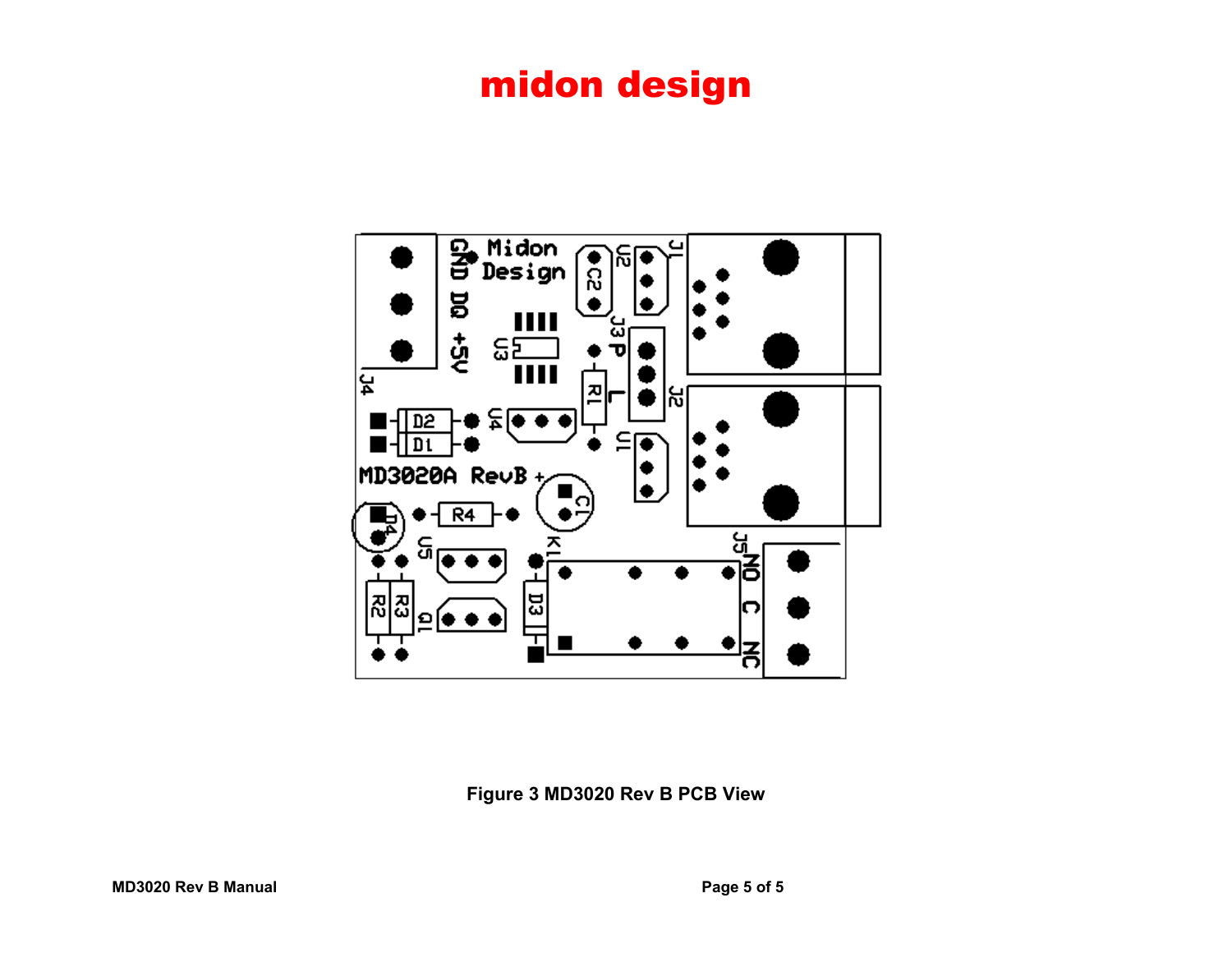# midon design

MD3020A RevB

Midon Design

GND DQ +5V

J4 J1 J2 J3 J5

P L

U1 U2 U3 U4 U5

C1 C2

D1 D2 D3 D4

R1 R2 R3 R4

Q1 K1

NO C NC

**Figure 3 MD3020 Rev B PCB View**